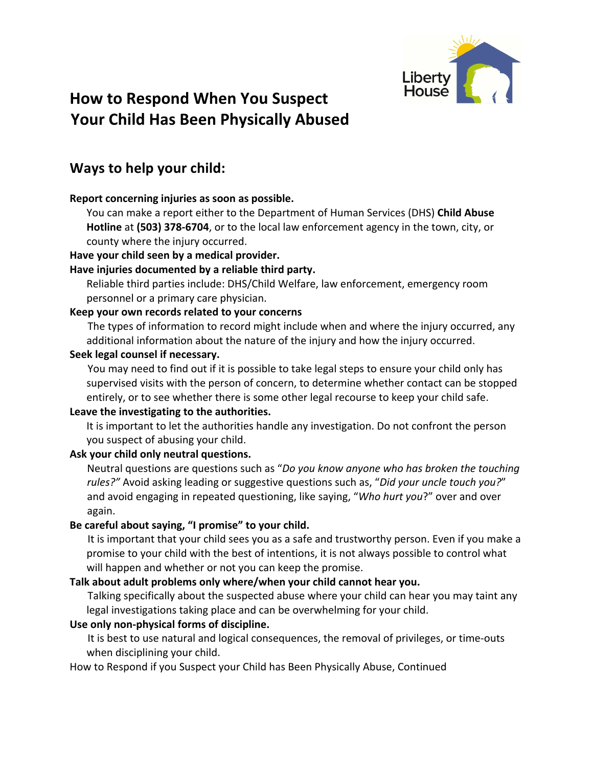Liberty House

# How to Respond When You Suspect Your Child Has Been Physically Abused

## Ways to help your child:

**Report concerning injuries as soon as possible.**

You can make a report either to the Department of Human Services (DHS) **Child Abuse Hotline** at **(503) 378-6704**, or to the local law enforcement agency in the town, city, or county where the injury occurred.

**Have your child seen by a medical provider.**

**Have injuries documented by a reliable third party.**

Reliable third parties include: DHS/Child Welfare, law enforcement, emergency room personnel or a primary care physician.

**Keep your own records related to your concerns**

The types of information to record might include when and where the injury occurred, any additional information about the nature of the injury and how the injury occurred.

**Seek legal counsel if necessary.**

You may need to find out if it is possible to take legal steps to ensure your child only has supervised visits with the person of concern, to determine whether contact can be stopped entirely, or to see whether there is some other legal recourse to keep your child safe.

**Leave the investigating to the authorities.**

It is important to let the authorities handle any investigation. Do not confront the person you suspect of abusing your child.

**Ask your child only neutral questions.**

Neutral questions are questions such as "*Do you know anyone who has broken the touching rules?"* Avoid asking leading or suggestive questions such as, "*Did your uncle touch you?*" and avoid engaging in repeated questioning, like saying, "*Who hurt you*?" over and over again.

**Be careful about saying, "I promise" to your child.**

It is important that your child sees you as a safe and trustworthy person. Even if you make a promise to your child with the best of intentions, it is not always possible to control what will happen and whether or not you can keep the promise.

**Talk about adult problems only where/when your child cannot hear you.**

Talking specifically about the suspected abuse where your child can hear you may taint any legal investigations taking place and can be overwhelming for your child.

**Use only non-physical forms of discipline.**

It is best to use natural and logical consequences, the removal of privileges, or time-outs when disciplining your child.

How to Respond if you Suspect your Child has Been Physically Abuse, Continued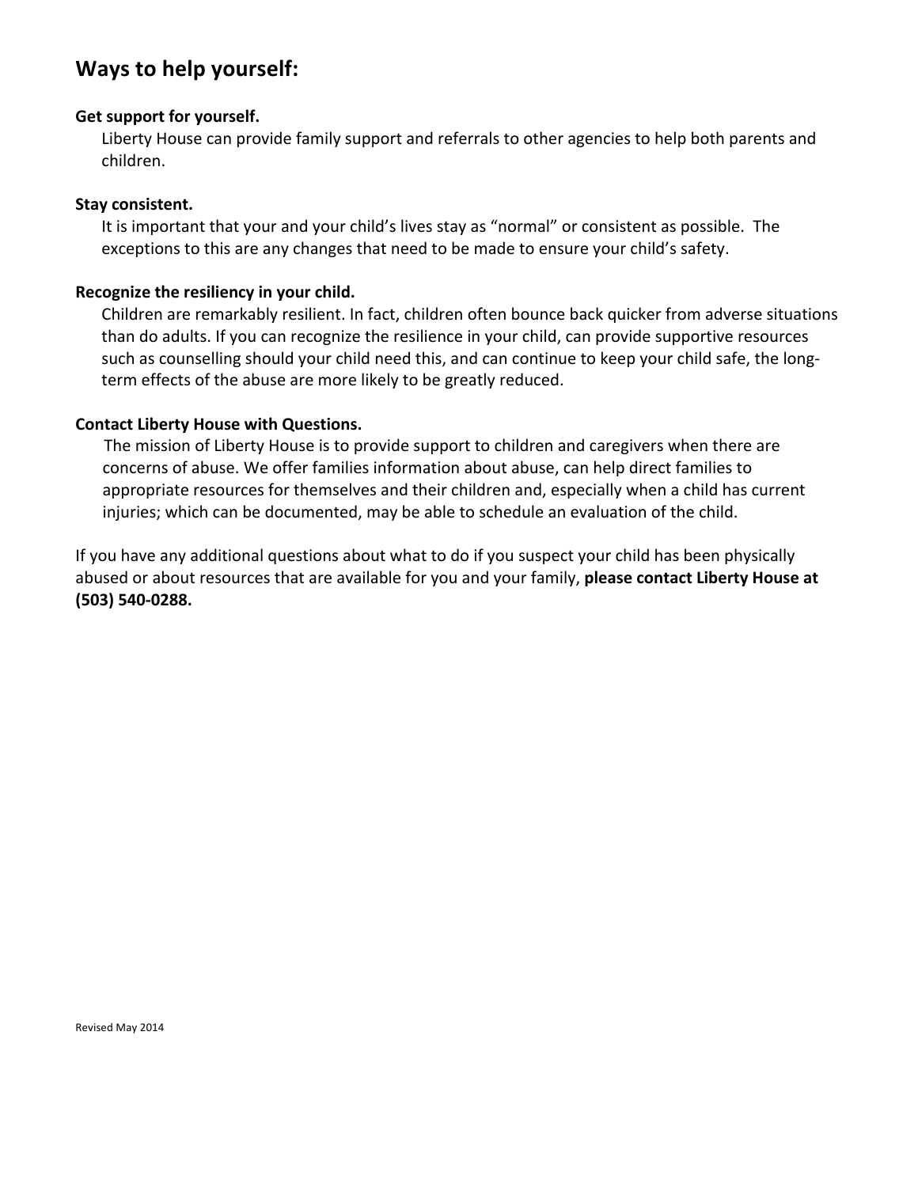## Ways to help yourself:

**Get support for yourself.**
Liberty House can provide family support and referrals to other agencies to help both parents and children.

**Stay consistent.**
It is important that your and your child's lives stay as "normal" or consistent as possible. The exceptions to this are any changes that need to be made to ensure your child's safety.

**Recognize the resiliency in your child.**
Children are remarkably resilient. In fact, children often bounce back quicker from adverse situations than do adults. If you can recognize the resilience in your child, can provide supportive resources such as counselling should your child need this, and can continue to keep your child safe, the long-term effects of the abuse are more likely to be greatly reduced.

**Contact Liberty House with Questions.**
The mission of Liberty House is to provide support to children and caregivers when there are concerns of abuse. We offer families information about abuse, can help direct families to appropriate resources for themselves and their children and, especially when a child has current injuries; which can be documented, may be able to schedule an evaluation of the child.

If you have any additional questions about what to do if you suspect your child has been physically abused or about resources that are available for you and your family, **please contact Liberty House at (503) 540-0288.**

Revised May 2014